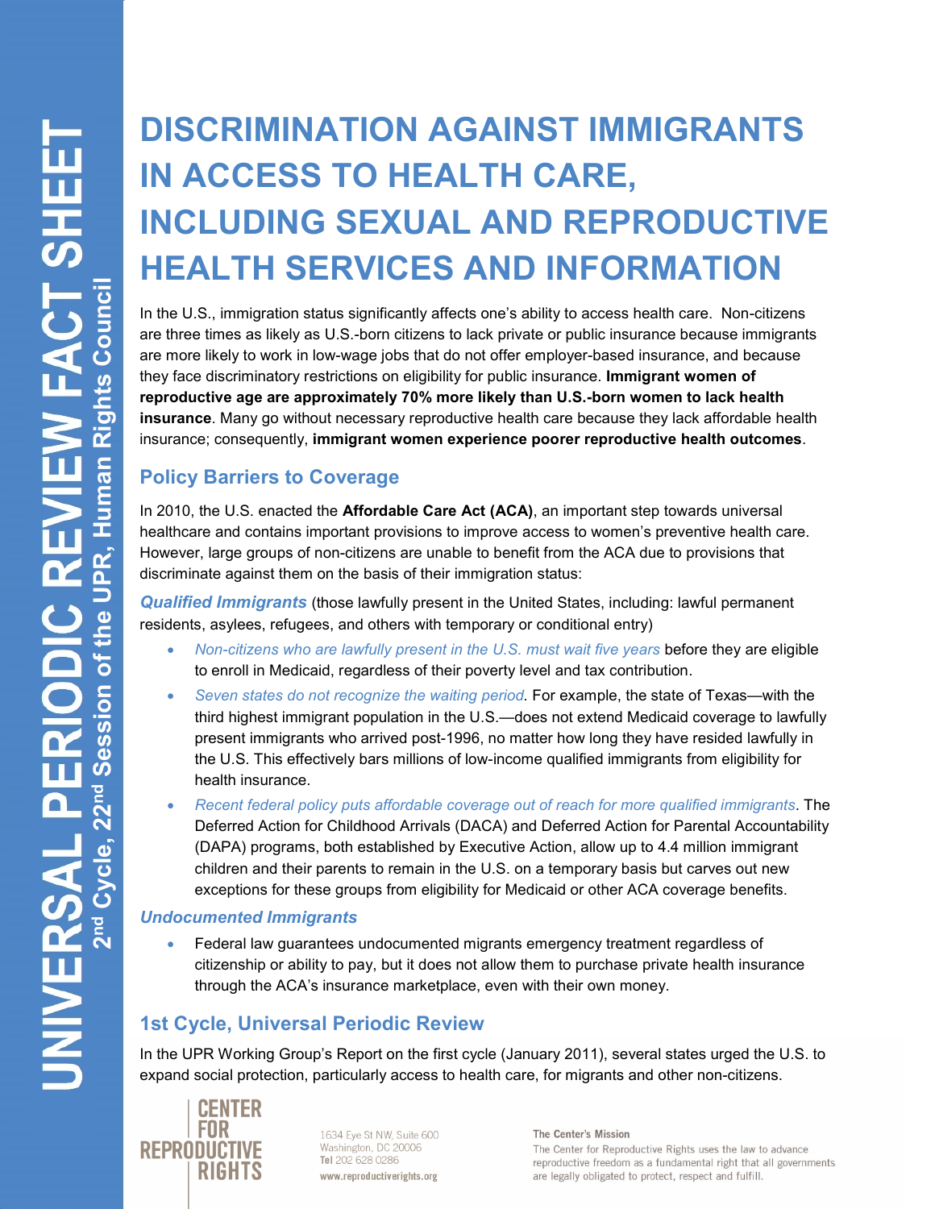# UNIVERSAL PERIODIC REVIEW FACT SHEET

**2nd Cycle, 22nd Session of the UPR, Human Rights Council**

# DISCRIMINATION AGAINST IMMIGRANTS IN ACCESS TO HEALTH CARE, INCLUDING SEXUAL AND REPRODUCTIVE HEALTH SERVICES AND INFORMATION

In the U.S., immigration status significantly affects one's ability to access health care. Non-citizens are three times as likely as U.S.-born citizens to lack private or public insurance because immigrants are more likely to work in low-wage jobs that do not offer employer-based insurance, and because they face discriminatory restrictions on eligibility for public insurance. **Immigrant women of reproductive age are approximately 70% more likely than U.S.-born women to lack health insurance**. Many go without necessary reproductive health care because they lack affordable health insurance; consequently, **immigrant women experience poorer reproductive health outcomes**.

## Policy Barriers to Coverage

In 2010, the U.S. enacted the **Affordable Care Act (ACA)**, an important step towards universal healthcare and contains important provisions to improve access to women's preventive health care. However, large groups of non-citizens are unable to benefit from the ACA due to provisions that discriminate against them on the basis of their immigration status:

***Qualified Immigrants*** (those lawfully present in the United States, including: lawful permanent residents, asylees, refugees, and others with temporary or conditional entry)

- *Non-citizens who are lawfully present in the U.S. must wait five years* before they are eligible to enroll in Medicaid, regardless of their poverty level and tax contribution.
- *Seven states do not recognize the waiting period*. For example, the state of Texas—with the third highest immigrant population in the U.S.—does not extend Medicaid coverage to lawfully present immigrants who arrived post-1996, no matter how long they have resided lawfully in the U.S. This effectively bars millions of low-income qualified immigrants from eligibility for health insurance.
- *Recent federal policy puts affordable coverage out of reach for more qualified immigrants*. The Deferred Action for Childhood Arrivals (DACA) and Deferred Action for Parental Accountability (DAPA) programs, both established by Executive Action, allow up to 4.4 million immigrant children and their parents to remain in the U.S. on a temporary basis but carves out new exceptions for these groups from eligibility for Medicaid or other ACA coverage benefits.

***Undocumented Immigrants***

- Federal law guarantees undocumented migrants emergency treatment regardless of citizenship or ability to pay, but it does not allow them to purchase private health insurance through the ACA's insurance marketplace, even with their own money.

## 1st Cycle, Universal Periodic Review

In the UPR Working Group's Report on the first cycle (January 2011), several states urged the U.S. to expand social protection, particularly access to health care, for migrants and other non-citizens.

CENTER FOR REPRODUCTIVE RIGHTS

1634 Eye St NW, Suite 600
Washington, DC 20006
**Tel** 202 628 0286
**www.reproductiverights.org**

**The Center's Mission**
The Center for Reproductive Rights uses the law to advance reproductive freedom as a fundamental right that all governments are legally obligated to protect, respect and fulfill.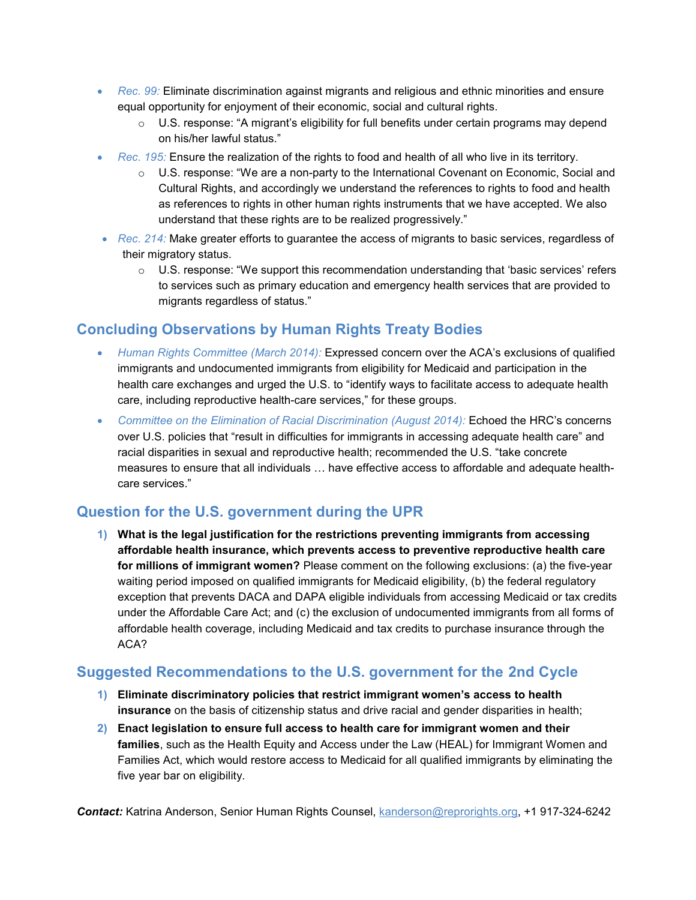- *Rec. 99:* Eliminate discrimination against migrants and religious and ethnic minorities and ensure equal opportunity for enjoyment of their economic, social and cultural rights.
  - U.S. response: "A migrant's eligibility for full benefits under certain programs may depend on his/her lawful status."
- *Rec. 195:* Ensure the realization of the rights to food and health of all who live in its territory.
  - U.S. response: "We are a non-party to the International Covenant on Economic, Social and Cultural Rights, and accordingly we understand the references to rights to food and health as references to rights in other human rights instruments that we have accepted. We also understand that these rights are to be realized progressively."
- *Rec. 214:* Make greater efforts to guarantee the access of migrants to basic services, regardless of their migratory status.
  - U.S. response: "We support this recommendation understanding that 'basic services' refers to services such as primary education and emergency health services that are provided to migrants regardless of status."

## Concluding Observations by Human Rights Treaty Bodies

- *Human Rights Committee (March 2014):* Expressed concern over the ACA's exclusions of qualified immigrants and undocumented immigrants from eligibility for Medicaid and participation in the health care exchanges and urged the U.S. to "identify ways to facilitate access to adequate health care, including reproductive health-care services," for these groups.
- *Committee on the Elimination of Racial Discrimination (August 2014):* Echoed the HRC's concerns over U.S. policies that "result in difficulties for immigrants in accessing adequate health care" and racial disparities in sexual and reproductive health; recommended the U.S. "take concrete measures to ensure that all individuals … have effective access to affordable and adequate health-care services."

## Question for the U.S. government during the UPR

1) **What is the legal justification for the restrictions preventing immigrants from accessing affordable health insurance, which prevents access to preventive reproductive health care for millions of immigrant women?** Please comment on the following exclusions: (a) the five-year waiting period imposed on qualified immigrants for Medicaid eligibility, (b) the federal regulatory exception that prevents DACA and DAPA eligible individuals from accessing Medicaid or tax credits under the Affordable Care Act; and (c) the exclusion of undocumented immigrants from all forms of affordable health coverage, including Medicaid and tax credits to purchase insurance through the ACA?

## Suggested Recommendations to the U.S. government for the 2nd Cycle

1) **Eliminate discriminatory policies that restrict immigrant women's access to health insurance** on the basis of citizenship status and drive racial and gender disparities in health;
2) **Enact legislation to ensure full access to health care for immigrant women and their families**, such as the Health Equity and Access under the Law (HEAL) for Immigrant Women and Families Act, which would restore access to Medicaid for all qualified immigrants by eliminating the five year bar on eligibility.

***Contact:*** Katrina Anderson, Senior Human Rights Counsel, kanderson@reprorights.org, +1 917-324-6242